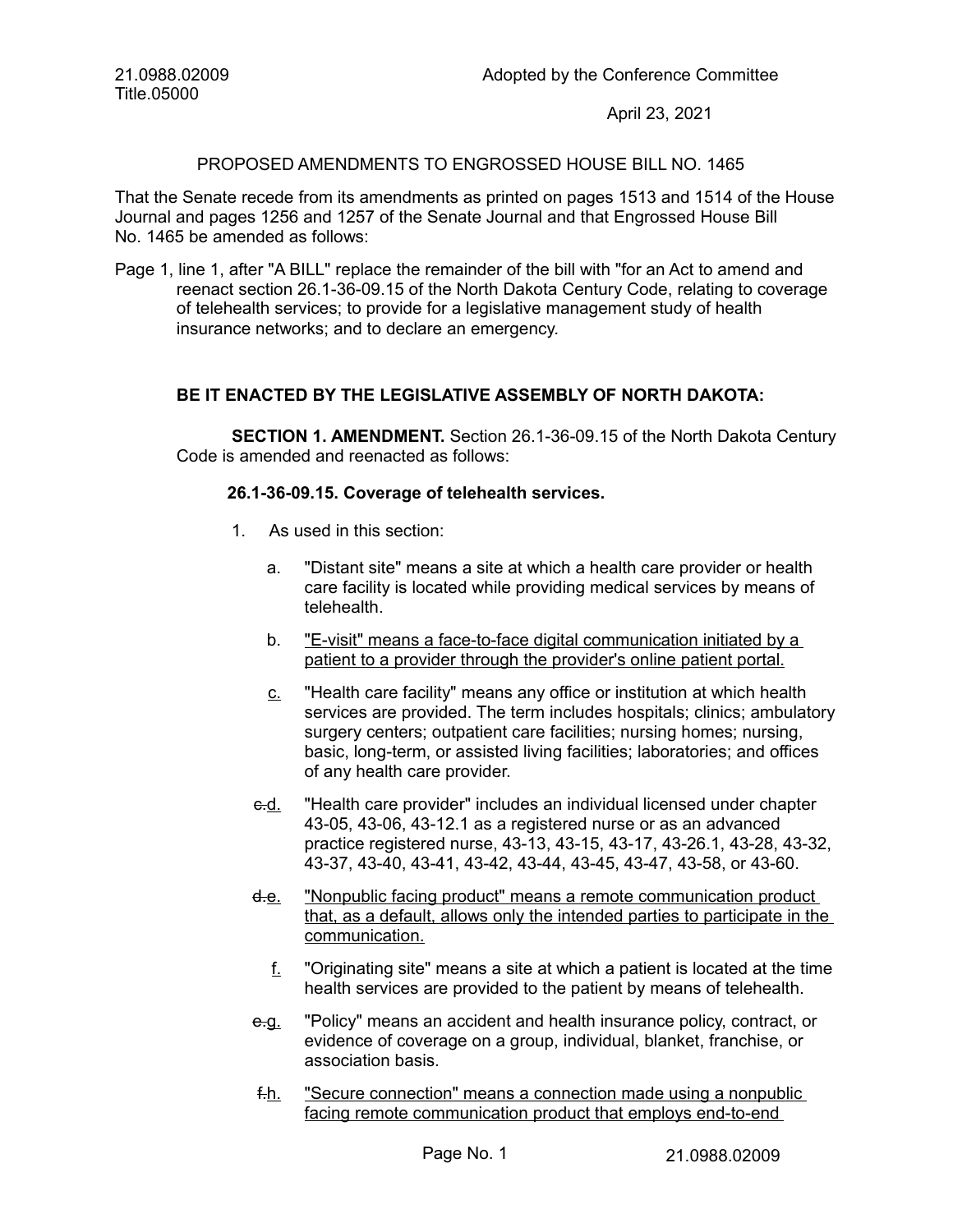21.0988.02009
Title.05000

Adopted by the Conference Committee

April 23, 2021

PROPOSED AMENDMENTS TO ENGROSSED HOUSE BILL NO. 1465

That the Senate recede from its amendments as printed on pages 1513 and 1514 of the House Journal and pages 1256 and 1257 of the Senate Journal and that Engrossed House Bill No. 1465 be amended as follows:

Page 1, line 1, after "A BILL" replace the remainder of the bill with "for an Act to amend and reenact section 26.1-36-09.15 of the North Dakota Century Code, relating to coverage of telehealth services; to provide for a legislative management study of health insurance networks; and to declare an emergency.

**BE IT ENACTED BY THE LEGISLATIVE ASSEMBLY OF NORTH DAKOTA:**

**SECTION 1. AMENDMENT.** Section 26.1-36-09.15 of the North Dakota Century Code is amended and reenacted as follows:

**26.1-36-09.15. Coverage of telehealth services.**

1. As used in this section:

   a. "Distant site" means a site at which a health care provider or health care facility is located while providing medical services by means of telehealth.

   b. <u>"E-visit" means a face-to-face digital communication initiated by a patient to a provider through the provider's online patient portal.</u>

   <u>c.</u> "Health care facility" means any office or institution at which health services are provided. The term includes hospitals; clinics; ambulatory surgery centers; outpatient care facilities; nursing homes; nursing, basic, long-term, or assisted living facilities; laboratories; and offices of any health care provider.

   ~~c.~~<u>d.</u> "Health care provider" includes an individual licensed under chapter 43-05, 43-06, 43-12.1 as a registered nurse or as an advanced practice registered nurse, 43-13, 43-15, 43-17, 43-26.1, 43-28, 43-32, 43-37, 43-40, 43-41, 43-42, 43-44, 43-45, 43-47, 43-58, or 43-60.

   ~~d.~~<u>e.</u> <u>"Nonpublic facing product" means a remote communication product that, as a default, allows only the intended parties to participate in the communication.</u>

   <u>f.</u> "Originating site" means a site at which a patient is located at the time health services are provided to the patient by means of telehealth.

   ~~e.~~<u>g.</u> "Policy" means an accident and health insurance policy, contract, or evidence of coverage on a group, individual, blanket, franchise, or association basis.

   ~~f.~~<u>h.</u> <u>"Secure connection" means a connection made using a nonpublic facing remote communication product that employs end-to-end</u>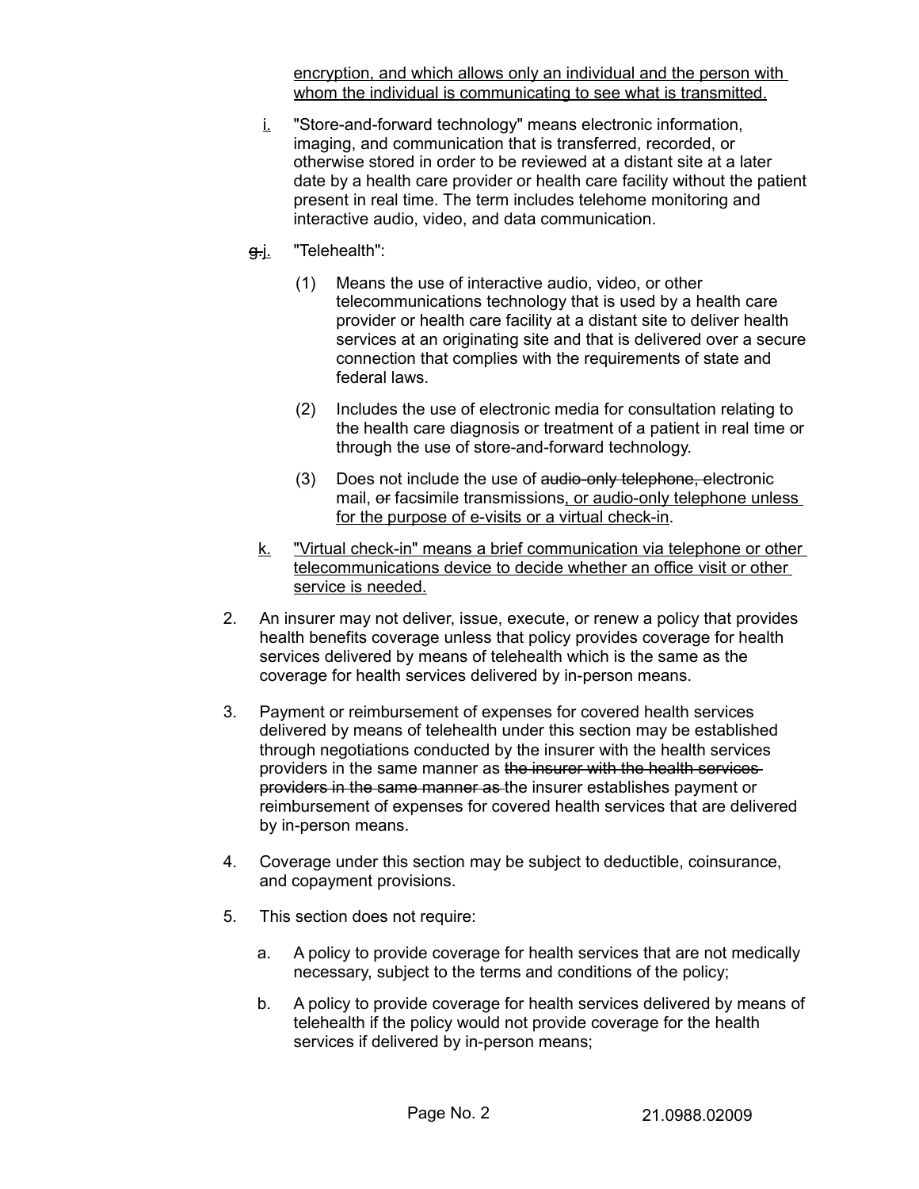encryption, and which allows only an individual and the person with whom the individual is communicating to see what is transmitted.

i. "Store-and-forward technology" means electronic information, imaging, and communication that is transferred, recorded, or otherwise stored in order to be reviewed at a distant site at a later date by a health care provider or health care facility without the patient present in real time. The term includes telehome monitoring and interactive audio, video, and data communication.

~~g.~~ j. "Telehealth":

(1) Means the use of interactive audio, video, or other telecommunications technology that is used by a health care provider or health care facility at a distant site to deliver health services at an originating site and that is delivered over a secure connection that complies with the requirements of state and federal laws.

(2) Includes the use of electronic media for consultation relating to the health care diagnosis or treatment of a patient in real time or through the use of store-and-forward technology.

(3) Does not include the use of ~~audio-only telephone,~~ electronic mail, ~~or~~ facsimile transmissions, or audio-only telephone unless for the purpose of e-visits or a virtual check-in.

k. "Virtual check-in" means a brief communication via telephone or other telecommunications device to decide whether an office visit or other service is needed.

2. An insurer may not deliver, issue, execute, or renew a policy that provides health benefits coverage unless that policy provides coverage for health services delivered by means of telehealth which is the same as the coverage for health services delivered by in-person means.

3. Payment or reimbursement of expenses for covered health services delivered by means of telehealth under this section may be established through negotiations conducted by the insurer with the health services providers in the same manner as ~~the insurer with the health services providers in the same manner as~~ the insurer establishes payment or reimbursement of expenses for covered health services that are delivered by in-person means.

4. Coverage under this section may be subject to deductible, coinsurance, and copayment provisions.

5. This section does not require:

a. A policy to provide coverage for health services that are not medically necessary, subject to the terms and conditions of the policy;

b. A policy to provide coverage for health services delivered by means of telehealth if the policy would not provide coverage for the health services if delivered by in-person means;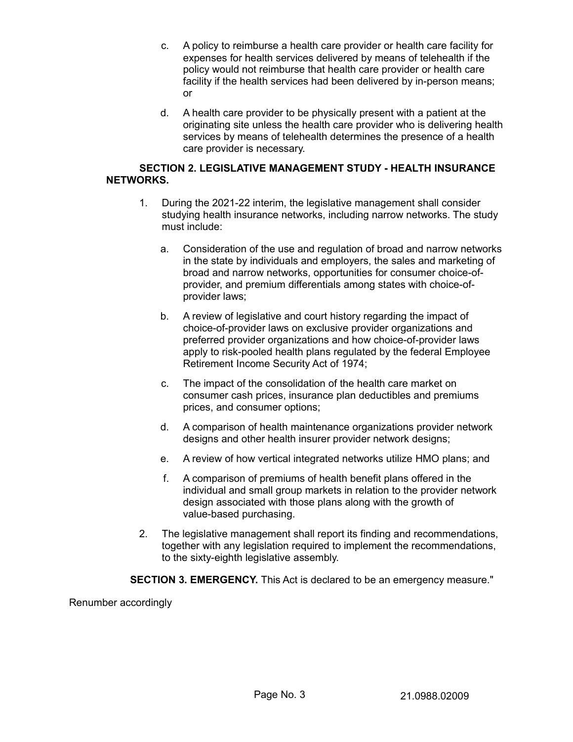c. A policy to reimburse a health care provider or health care facility for expenses for health services delivered by means of telehealth if the policy would not reimburse that health care provider or health care facility if the health services had been delivered by in-person means; or

d. A health care provider to be physically present with a patient at the originating site unless the health care provider who is delivering health services by means of telehealth determines the presence of a health care provider is necessary.

**SECTION 2. LEGISLATIVE MANAGEMENT STUDY - HEALTH INSURANCE NETWORKS.**

1. During the 2021-22 interim, the legislative management shall consider studying health insurance networks, including narrow networks. The study must include:

   a. Consideration of the use and regulation of broad and narrow networks in the state by individuals and employers, the sales and marketing of broad and narrow networks, opportunities for consumer choice-of-provider, and premium differentials among states with choice-of-provider laws;

   b. A review of legislative and court history regarding the impact of choice-of-provider laws on exclusive provider organizations and preferred provider organizations and how choice-of-provider laws apply to risk-pooled health plans regulated by the federal Employee Retirement Income Security Act of 1974;

   c. The impact of the consolidation of the health care market on consumer cash prices, insurance plan deductibles and premiums prices, and consumer options;

   d. A comparison of health maintenance organizations provider network designs and other health insurer provider network designs;

   e. A review of how vertical integrated networks utilize HMO plans; and

   f. A comparison of premiums of health benefit plans offered in the individual and small group markets in relation to the provider network design associated with those plans along with the growth of value-based purchasing.

2. The legislative management shall report its finding and recommendations, together with any legislation required to implement the recommendations, to the sixty-eighth legislative assembly.

**SECTION 3. EMERGENCY.** This Act is declared to be an emergency measure."

Renumber accordingly